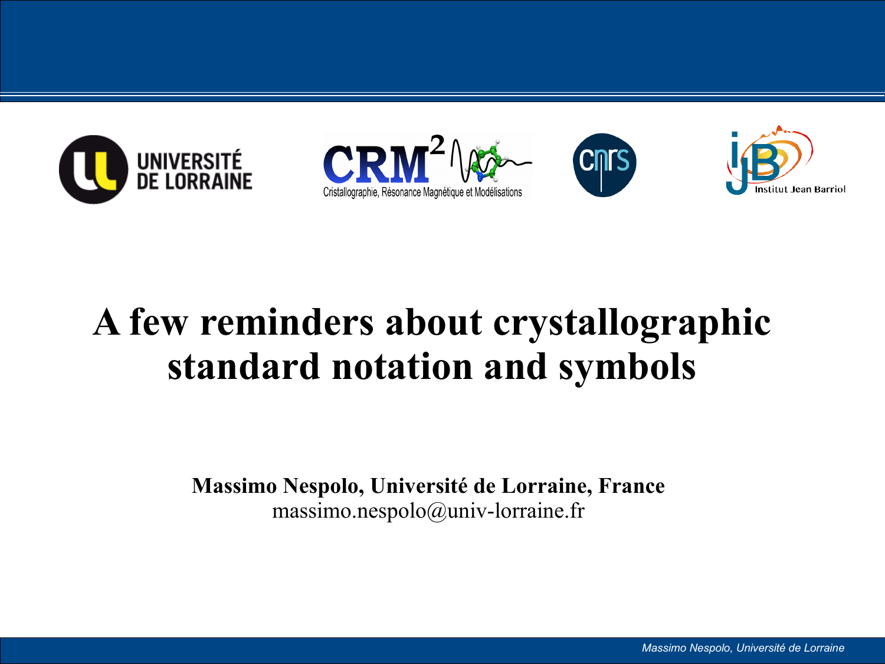# A few reminders about crystallographic standard notation and symbols

**Massimo Nespolo, Université de Lorraine, France**

massimo.nespolo@univ-lorraine.fr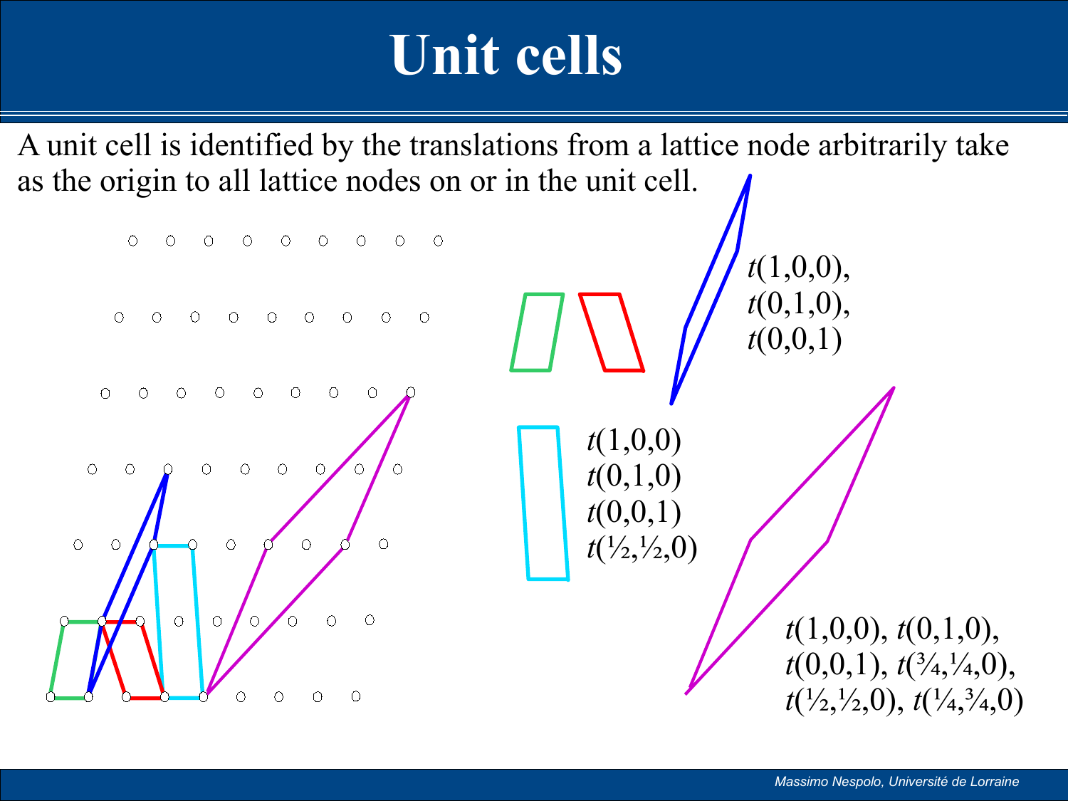# Unit cells

A unit cell is identified by the translations from a lattice node arbitrarily take as the origin to all lattice nodes on or in the unit cell.

$t(1,0,0)$,
$t(0,1,0)$,
$t(0,0,1)$

$t(1,0,0)$
$t(0,1,0)$
$t(0,0,1)$
$t(½,½,0)$

$t(1,0,0)$, $t(0,1,0)$,
$t(0,0,1)$, $t(¾,¼,0)$,
$t(½,½,0)$, $t(¼,¾,0)$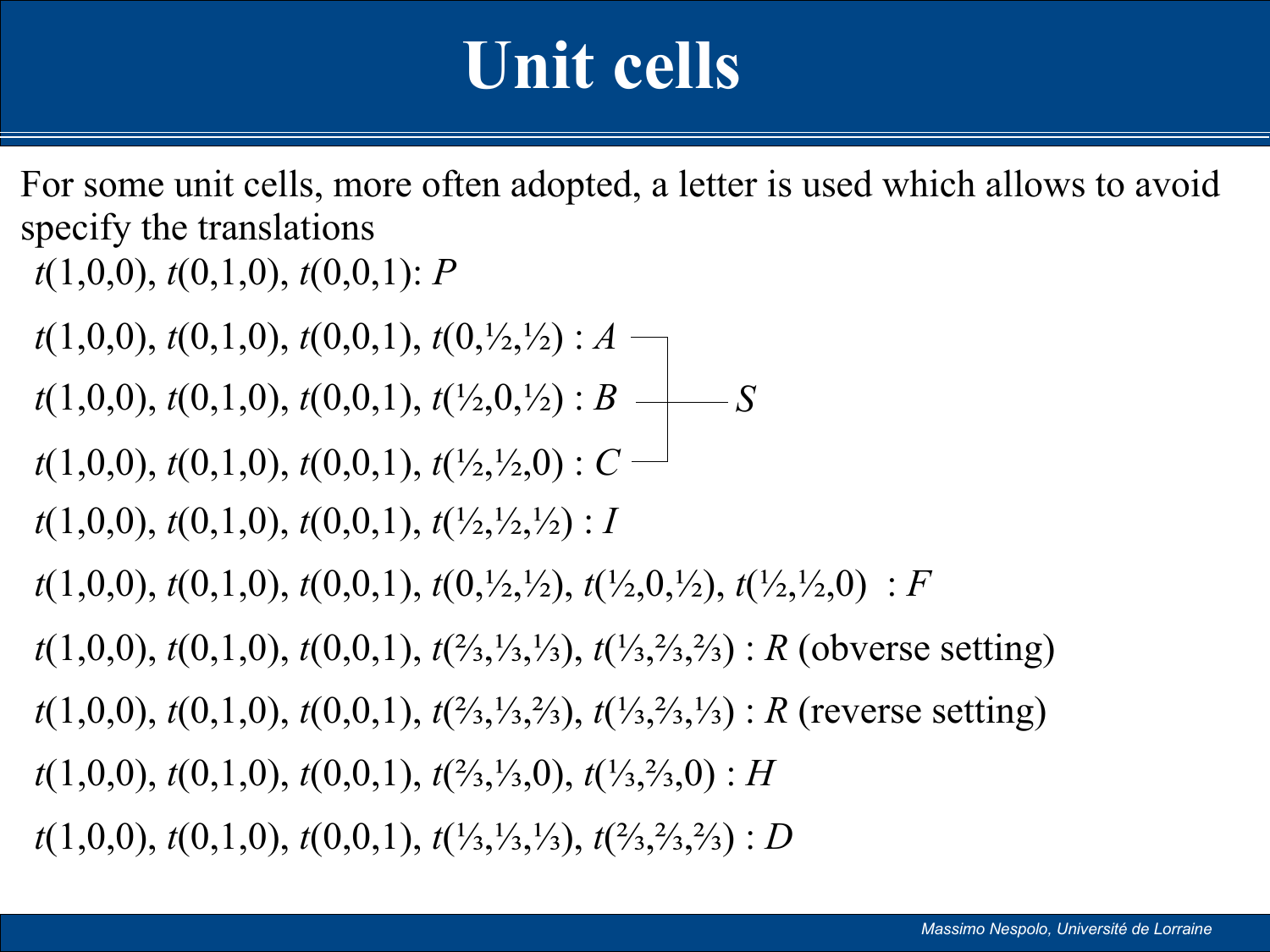# Unit cells

For some unit cells, more often adopted, a letter is used which allows to avoid specify the translations

$t(1,0,0)$, $t(0,1,0)$, $t(0,0,1)$: $P$

$t(1,0,0)$, $t(0,1,0)$, $t(0,0,1)$, $t(0,\frac{1}{2},\frac{1}{2})$ : $A$

$t(1,0,0)$, $t(0,1,0)$, $t(0,0,1)$, $t(\frac{1}{2},0,\frac{1}{2})$ : $B$

$t(1,0,0)$, $t(0,1,0)$, $t(0,0,1)$, $t(\frac{1}{2},\frac{1}{2},0)$ : $C$

($A$, $B$, $C$ → $S$)

$t(1,0,0)$, $t(0,1,0)$, $t(0,0,1)$, $t(\frac{1}{2},\frac{1}{2},\frac{1}{2})$ : $I$

$t(1,0,0)$, $t(0,1,0)$, $t(0,0,1)$, $t(0,\frac{1}{2},\frac{1}{2})$, $t(\frac{1}{2},0,\frac{1}{2})$, $t(\frac{1}{2},\frac{1}{2},0)$ : $F$

$t(1,0,0)$, $t(0,1,0)$, $t(0,0,1)$, $t(\frac{2}{3},\frac{1}{3},\frac{1}{3})$, $t(\frac{1}{3},\frac{2}{3},\frac{2}{3})$ : $R$ (obverse setting)

$t(1,0,0)$, $t(0,1,0)$, $t(0,0,1)$, $t(\frac{2}{3},\frac{1}{3},\frac{2}{3})$, $t(\frac{1}{3},\frac{2}{3},\frac{1}{3})$ : $R$ (reverse setting)

$t(1,0,0)$, $t(0,1,0)$, $t(0,0,1)$, $t(\frac{2}{3},\frac{1}{3},0)$, $t(\frac{1}{3},\frac{2}{3},0)$ : $H$

$t(1,0,0)$, $t(0,1,0)$, $t(0,0,1)$, $t(\frac{1}{3},\frac{1}{3},\frac{1}{3})$, $t(\frac{2}{3},\frac{2}{3},\frac{2}{3})$ : $D$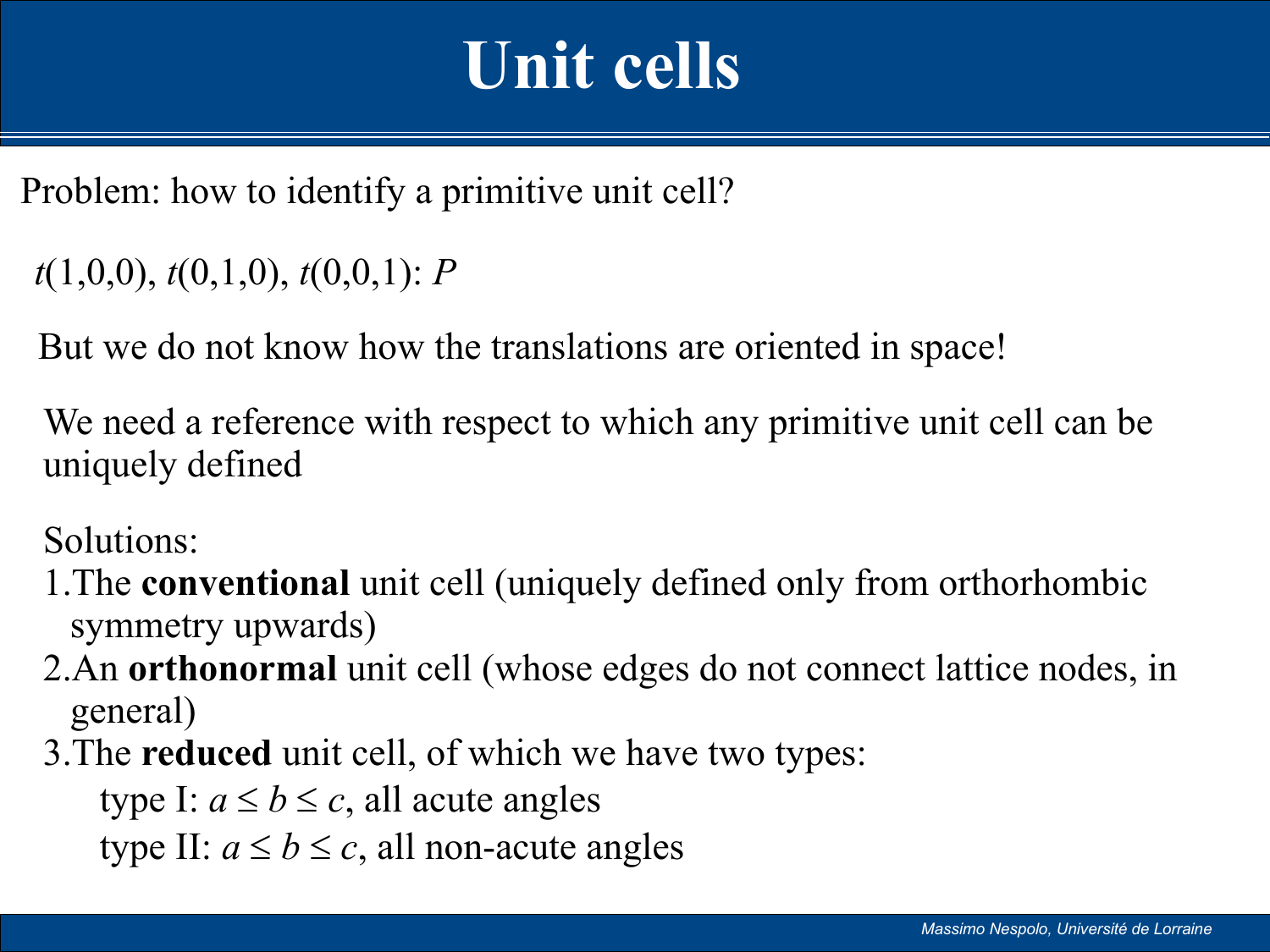# Unit cells

Problem: how to identify a primitive unit cell?

$t(1,0,0)$, $t(0,1,0)$, $t(0,0,1)$: $P$

But we do not know how the translations are oriented in space!

We need a reference with respect to which any primitive unit cell can be uniquely defined

Solutions:

1. The **conventional** unit cell (uniquely defined only from orthorhombic symmetry upwards)
2. An **orthonormal** unit cell (whose edges do not connect lattice nodes, in general)
3. The **reduced** unit cell, of which we have two types:
   - type I: $a \leq b \leq c$, all acute angles
   - type II: $a \leq b \leq c$, all non-acute angles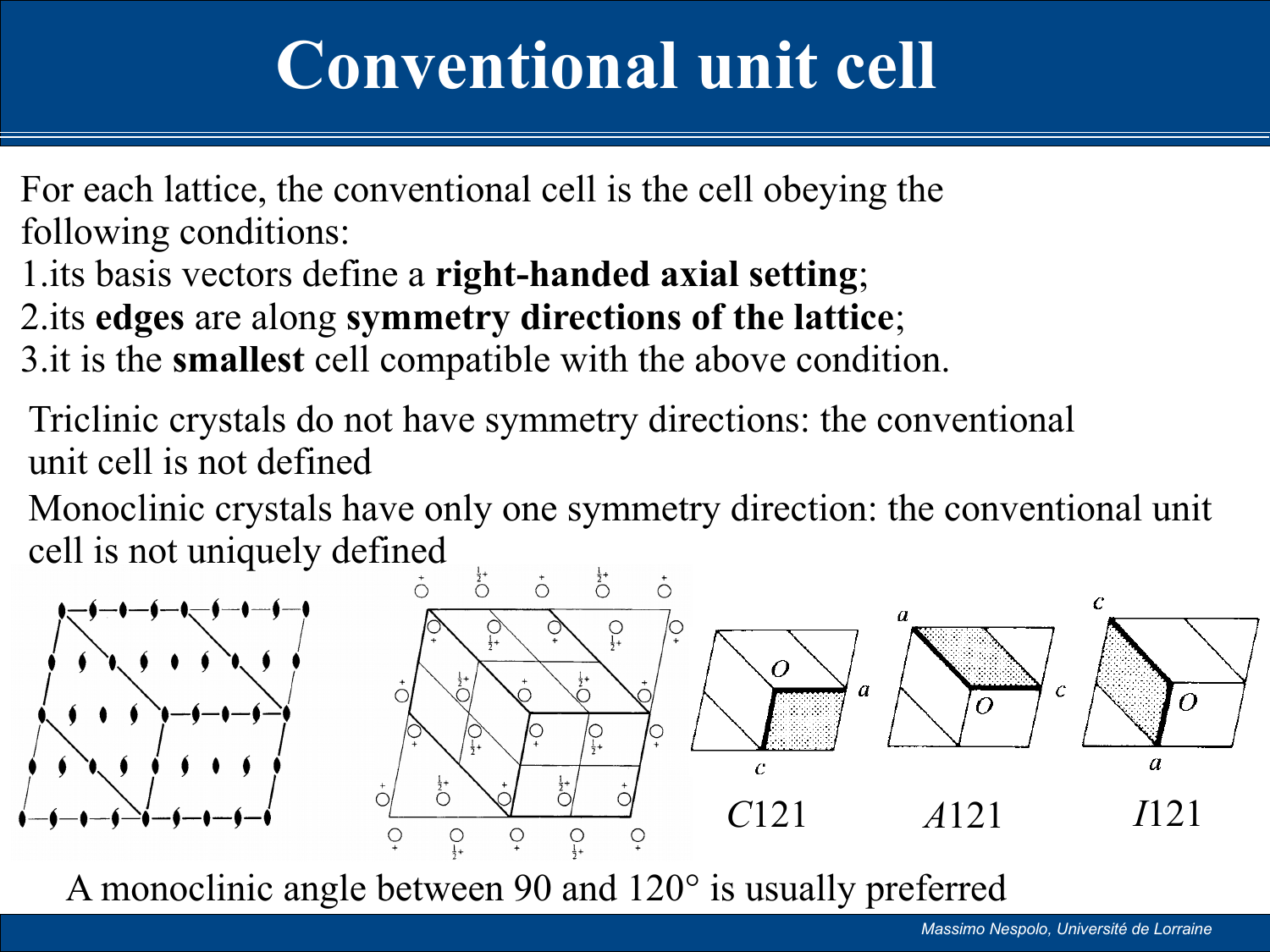# Conventional unit cell

For each lattice, the conventional cell is the cell obeying the following conditions:

1. its basis vectors define a **right-handed axial setting**;
2. its **edges** are along **symmetry directions of the lattice**;
3. it is the **smallest** cell compatible with the above condition.

Triclinic crystals do not have symmetry directions: the conventional unit cell is not defined

Monoclinic crystals have only one symmetry direction: the conventional unit cell is not uniquely defined

*C*121 *A*121 *I*121

A monoclinic angle between 90 and 120° is usually preferred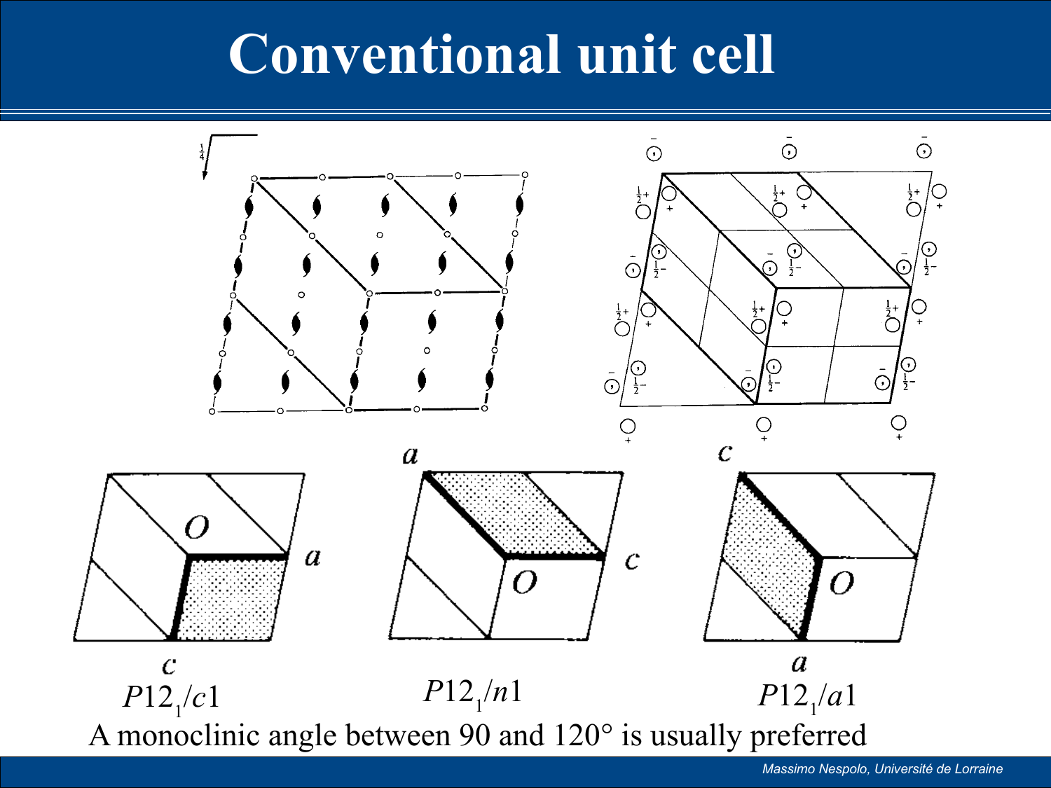# Conventional unit cell

$P12_1/c1$ $P12_1/n1$ $P12_1/a1$

A monoclinic angle between 90 and 120° is usually preferred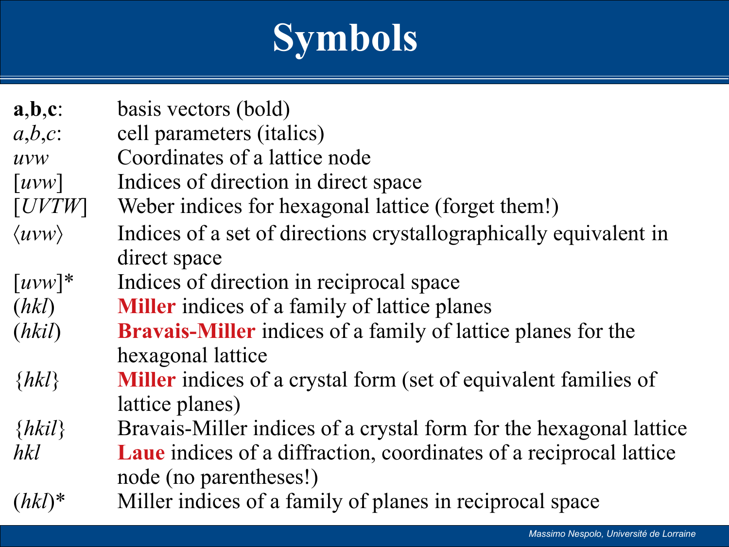# Symbols

| | |
|---|---|
| **a**,**b**,**c**: | basis vectors (bold) |
| *a*,*b*,*c*: | cell parameters (italics) |
| *uvw* | Coordinates of a lattice node |
| [*uvw*] | Indices of direction in direct space |
| [*UVTW*] | Weber indices for hexagonal lattice (forget them!) |
| ⟨*uvw*⟩ | Indices of a set of directions crystallographically equivalent in direct space |
| [*uvw*]* | Indices of direction in reciprocal space |
| (*hkl*) | **Miller** indices of a family of lattice planes |
| (*hkil*) | **Bravais-Miller** indices of a family of lattice planes for the hexagonal lattice |
| {*hkl*} | **Miller** indices of a crystal form (set of equivalent families of lattice planes) |
| {*hkil*} | Bravais-Miller indices of a crystal form for the hexagonal lattice |
| *hkl* | **Laue** indices of a diffraction, coordinates of a reciprocal lattice node (no parentheses!) |
| (*hkl*)* | Miller indices of a family of planes in reciprocal space |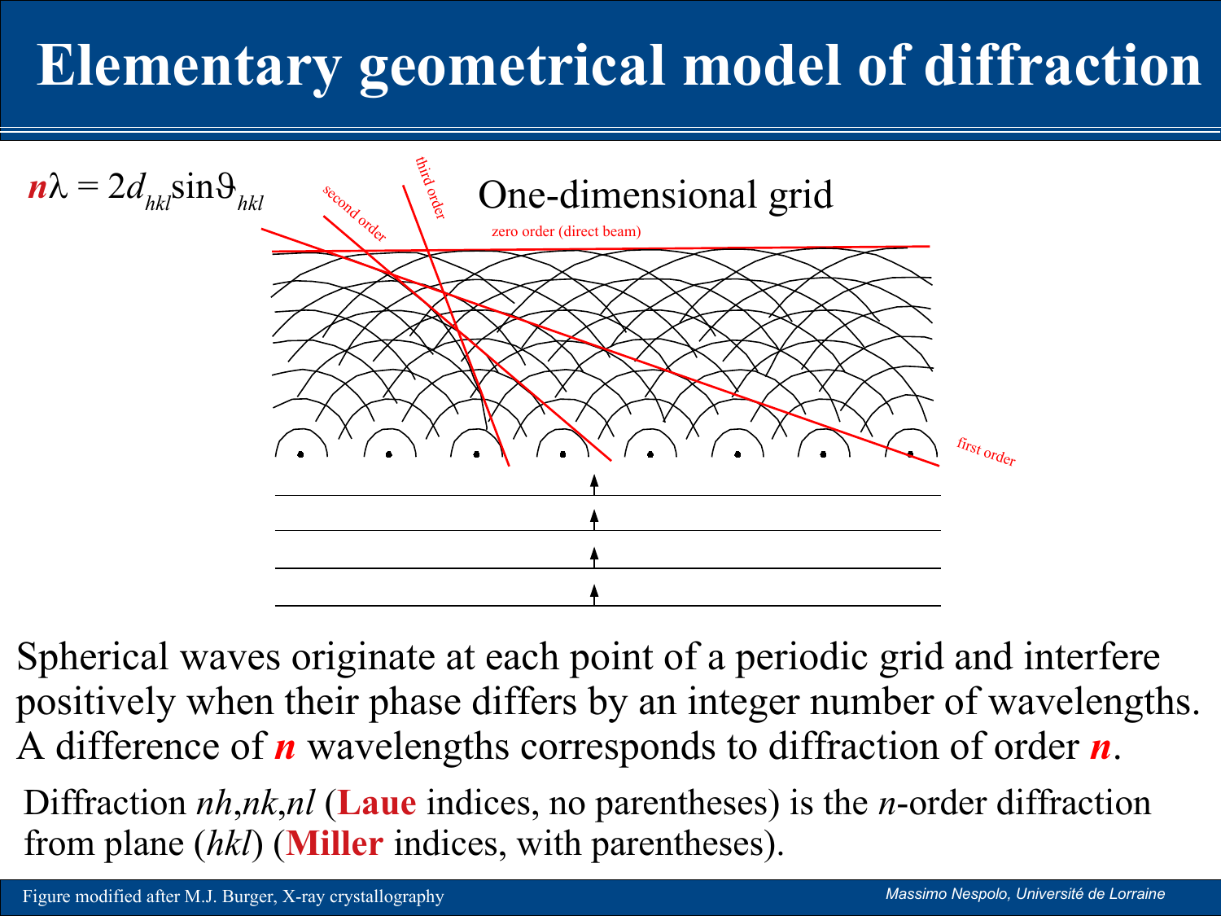# Elementary geometrical model of diffraction

$$n\lambda = 2d_{hkl}\sin\vartheta_{hkl}$$

One-dimensional grid

zero order (direct beam)

first order

second order

third order

Spherical waves originate at each point of a periodic grid and interfere positively when their phase differs by an integer number of wavelengths. A difference of ***n*** wavelengths corresponds to diffraction of order ***n***.

Diffraction *nh*,*nk*,*nl* (**Laue** indices, no parentheses) is the *n*-order diffraction from plane (*hkl*) (**Miller** indices, with parentheses).

Figure modified after M.J. Burger, X-ray crystallography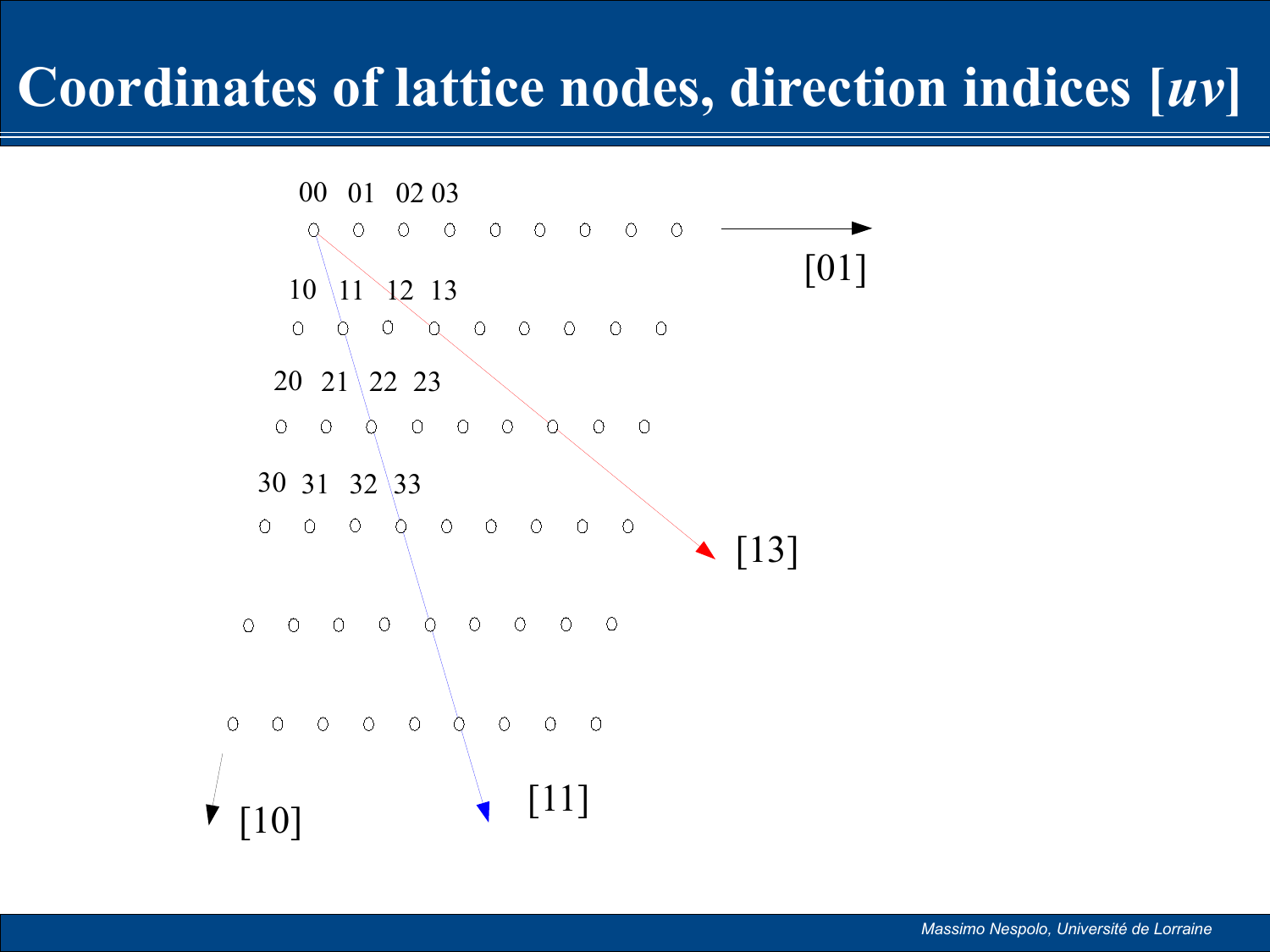# Coordinates of lattice nodes, direction indices [*uv*]

00 01 02 03

[01]

10 11 12 13

20 21 22 23

30 31 32 33

[13]

[10]

[11]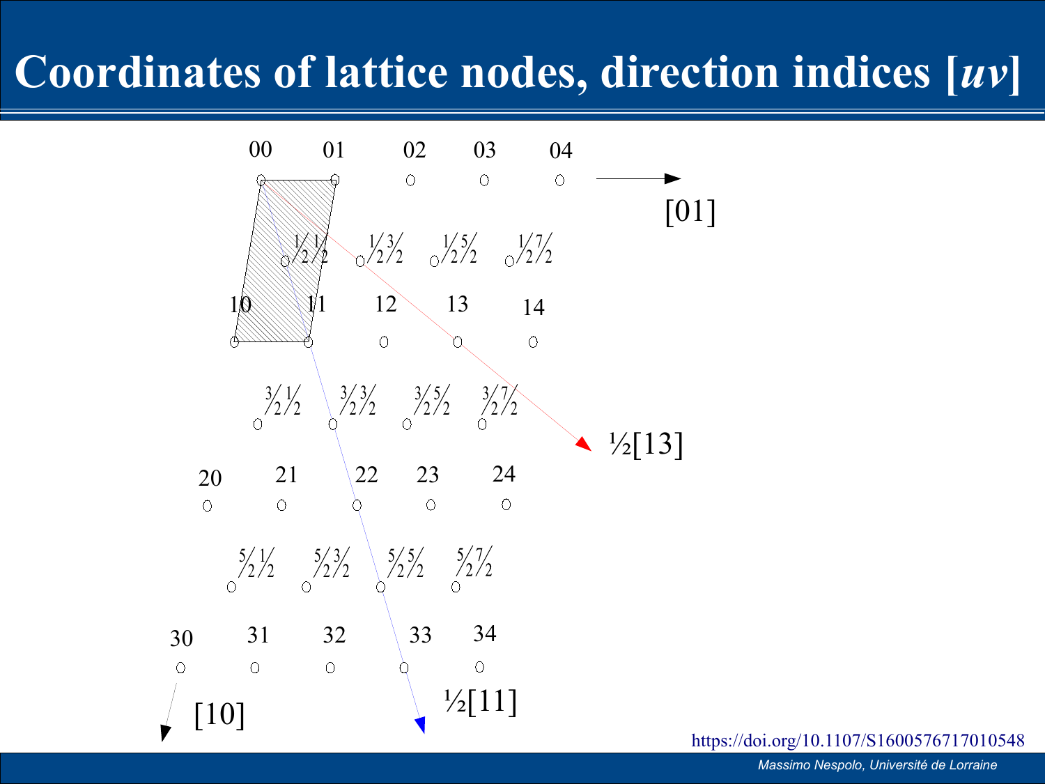# Coordinates of lattice nodes, direction indices [*uv*]

00 01 02 03 04

[01]

$\frac{1}{2}\frac{1}{2}$ $\frac{1}{2}\frac{3}{2}$ $\frac{1}{2}\frac{5}{2}$ $\frac{1}{2}\frac{7}{2}$

10 11 12 13 14

$\frac{3}{2}\frac{1}{2}$ $\frac{3}{2}\frac{3}{2}$ $\frac{3}{2}\frac{5}{2}$ $\frac{3}{2}\frac{7}{2}$

½[13]

20 21 22 23 24

$\frac{5}{2}\frac{1}{2}$ $\frac{5}{2}\frac{3}{2}$ $\frac{5}{2}\frac{5}{2}$ $\frac{5}{2}\frac{7}{2}$

30 31 32 33 34

[10]

½[11]

https://doi.org/10.1107/S1600576717010548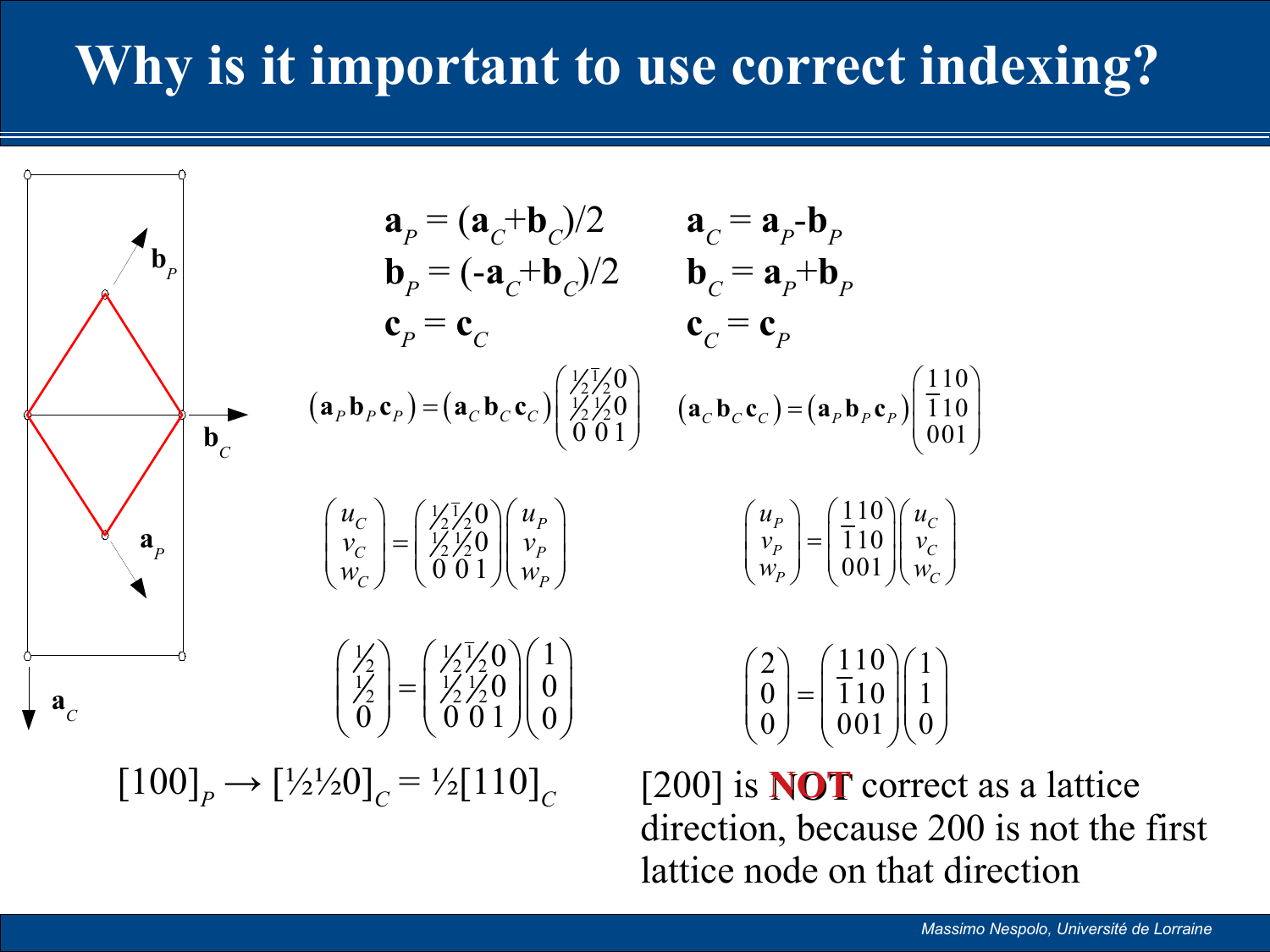# Why is it important to use correct indexing?

$$\mathbf{a}_P = (\mathbf{a}_C + \mathbf{b}_C)/2 \qquad \mathbf{a}_C = \mathbf{a}_P - \mathbf{b}_P$$

$$\mathbf{b}_P = (-\mathbf{a}_C + \mathbf{b}_C)/2 \qquad \mathbf{b}_C = \mathbf{a}_P + \mathbf{b}_P$$

$$\mathbf{c}_P = \mathbf{c}_C \qquad \mathbf{c}_C = \mathbf{c}_P$$

$$(\mathbf{a}_P \mathbf{b}_P \mathbf{c}_P) = (\mathbf{a}_C \mathbf{b}_C \mathbf{c}_C)\begin{pmatrix} \frac{1}{2} & \frac{\bar{1}}{2} & 0 \\ \frac{1}{2} & \frac{1}{2} & 0 \\ 0 & 0 & 1 \end{pmatrix} \qquad (\mathbf{a}_C \mathbf{b}_C \mathbf{c}_C) = (\mathbf{a}_P \mathbf{b}_P \mathbf{c}_P)\begin{pmatrix} 1 & 1 & 0 \\ \bar{1} & 1 & 0 \\ 0 & 0 & 1 \end{pmatrix}$$

$$\begin{pmatrix} u_C \\ v_C \\ w_C \end{pmatrix} = \begin{pmatrix} \frac{1}{2} & \frac{\bar{1}}{2} & 0 \\ \frac{1}{2} & \frac{1}{2} & 0 \\ 0 & 0 & 1 \end{pmatrix}\begin{pmatrix} u_P \\ v_P \\ w_P \end{pmatrix} \qquad \begin{pmatrix} u_P \\ v_P \\ w_P \end{pmatrix} = \begin{pmatrix} 1 & 1 & 0 \\ \bar{1} & 1 & 0 \\ 0 & 0 & 1 \end{pmatrix}\begin{pmatrix} u_C \\ v_C \\ w_C \end{pmatrix}$$

$$\begin{pmatrix} \frac{1}{2} \\ \frac{1}{2} \\ 0 \end{pmatrix} = \begin{pmatrix} \frac{1}{2} & \frac{\bar{1}}{2} & 0 \\ \frac{1}{2} & \frac{1}{2} & 0 \\ 0 & 0 & 1 \end{pmatrix}\begin{pmatrix} 1 \\ 0 \\ 0 \end{pmatrix} \qquad \begin{pmatrix} 2 \\ 0 \\ 0 \end{pmatrix} = \begin{pmatrix} 1 & 1 & 0 \\ \bar{1} & 1 & 0 \\ 0 & 0 & 1 \end{pmatrix}\begin{pmatrix} 1 \\ 1 \\ 0 \end{pmatrix}$$

$[100]_P \rightarrow [\frac{1}{2}\frac{1}{2}0]_C = \frac{1}{2}[110]_C$

[200] is **NOT** correct as a lattice direction, because 200 is not the first lattice node on that direction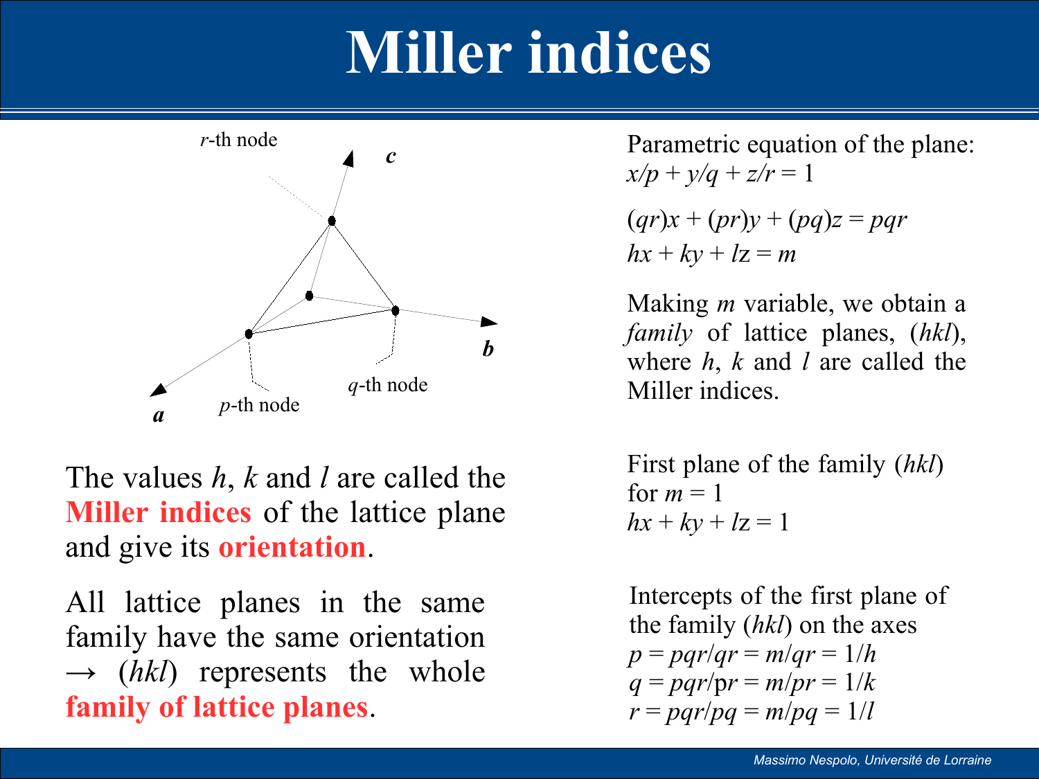# Miller indices

*r*-th node

*c*

*b*

*q*-th node

*p*-th node

*a*

The values $h$, $k$ and $l$ are called the **Miller indices** of the lattice plane and give its **orientation**.

All lattice planes in the same family have the same orientation → ($hkl$) represents the whole **family of lattice planes**.

Parametric equation of the plane:
$x/p + y/q + z/r = 1$

$(qr)x + (pr)y + (pq)z = pqr$
$hx + ky + lz = m$

Making $m$ variable, we obtain a *family* of lattice planes, ($hkl$), where $h$, $k$ and $l$ are called the Miller indices.

First plane of the family ($hkl$) for $m = 1$
$hx + ky + lz = 1$

Intercepts of the first plane of the family ($hkl$) on the axes
$p = pqr/qr = m/qr = 1/h$
$q = pqr/pr = m/pr = 1/k$
$r = pqr/pq = m/pq = 1/l$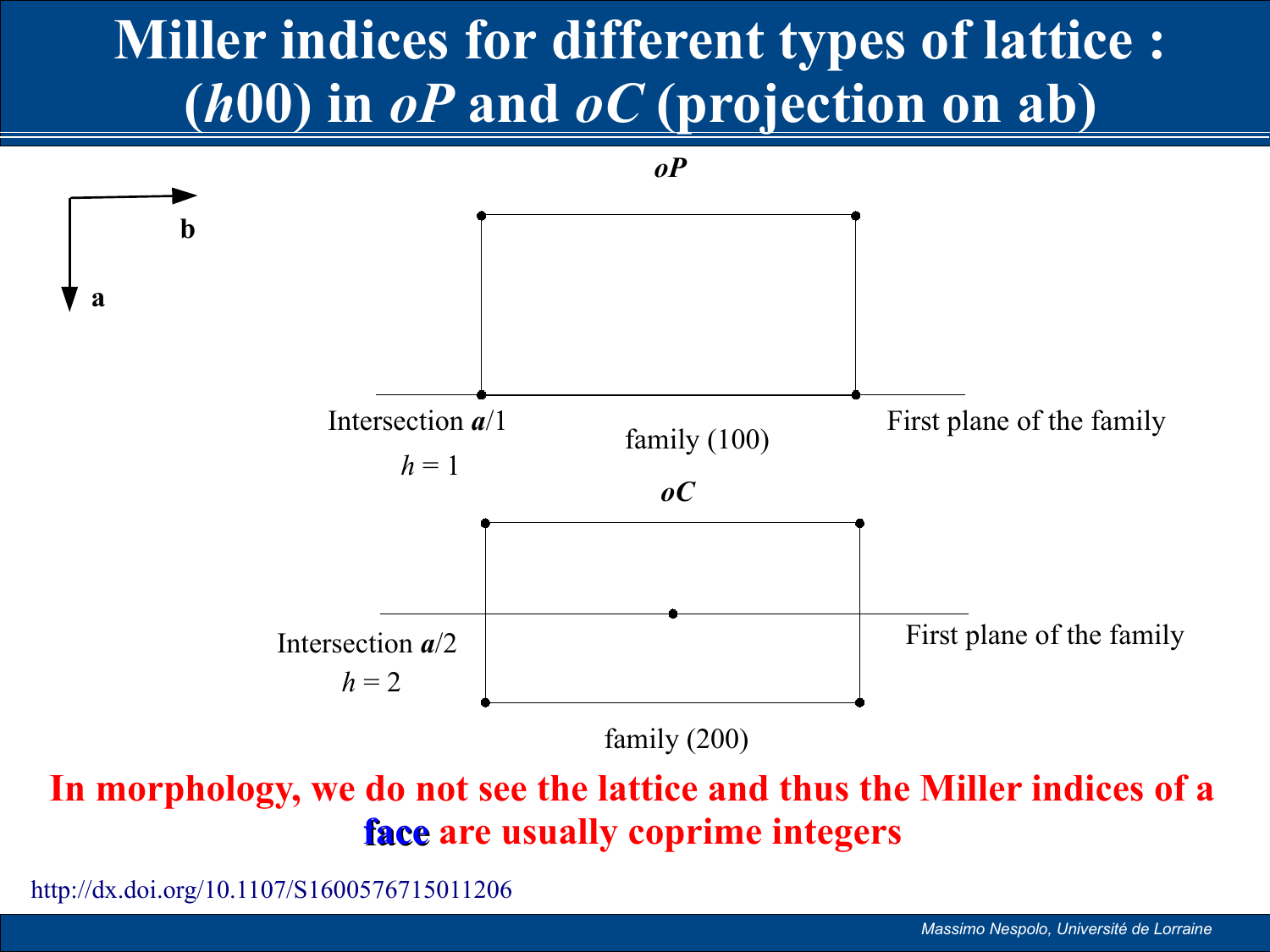# Miller indices for different types of lattice : (*h*00) in *oP* and *oC* (projection on ab)

**b**

**a**

***oP***

Intersection ***a***/1

$h = 1$

family (100)

First plane of the family

***oC***

Intersection ***a***/2

$h = 2$

First plane of the family

family (200)

**In morphology, we do not see the lattice and thus the Miller indices of a face are usually coprime integers**

http://dx.doi.org/10.1107/S1600576715011206

*Massimo Nespolo, Université de Lorraine*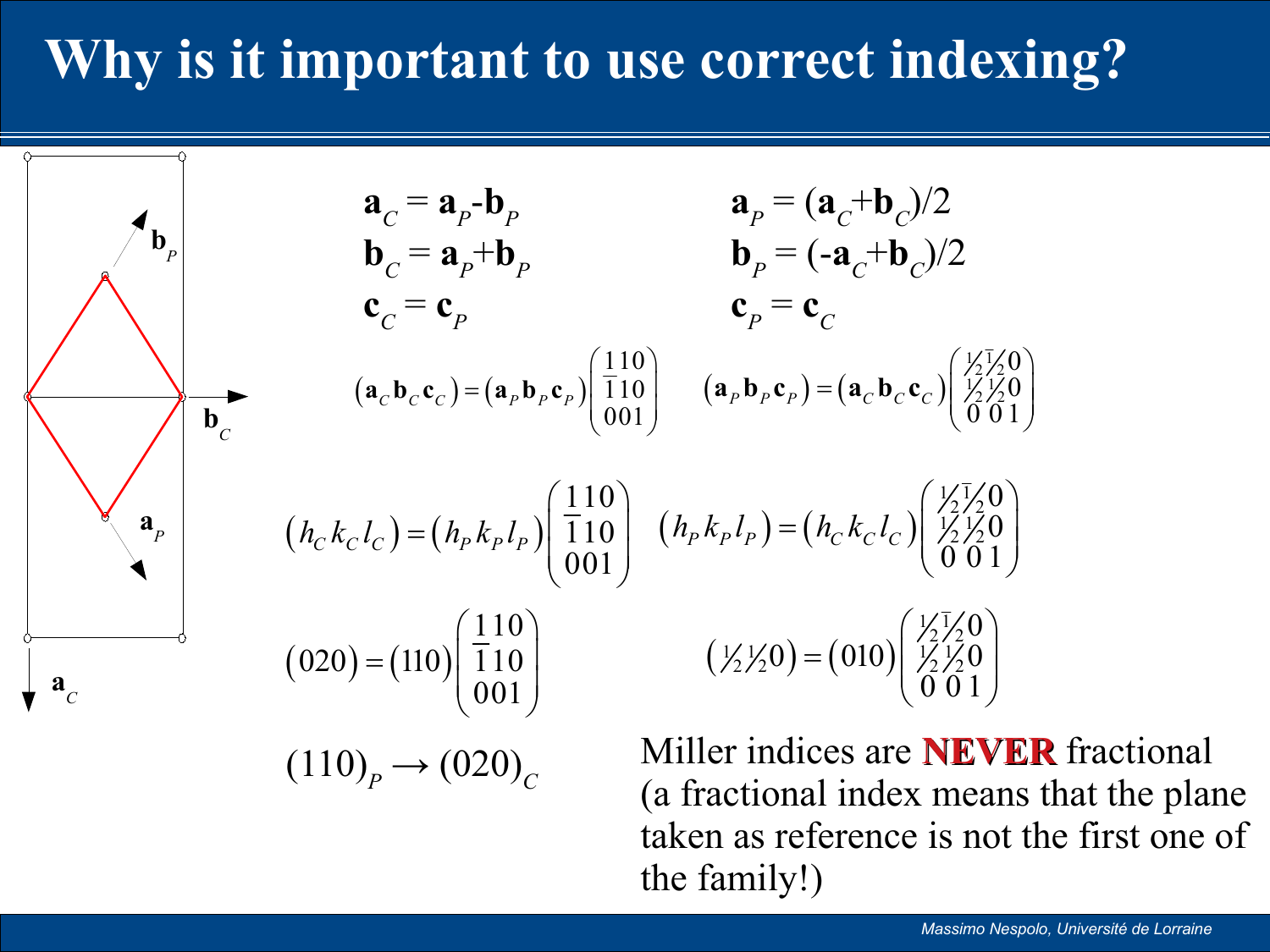# Why is it important to use correct indexing?

$\mathbf{a}_C = \mathbf{a}_P - \mathbf{b}_P$

$\mathbf{b}_C = \mathbf{a}_P + \mathbf{b}_P$

$\mathbf{c}_C = \mathbf{c}_P$

$\mathbf{a}_P = (\mathbf{a}_C + \mathbf{b}_C)/2$

$\mathbf{b}_P = (-\mathbf{a}_C + \mathbf{b}_C)/2$

$\mathbf{c}_P = \mathbf{c}_C$

$$(\mathbf{a}_C \mathbf{b}_C \mathbf{c}_C) = (\mathbf{a}_P \mathbf{b}_P \mathbf{c}_P)\begin{pmatrix} 1 & 1 & 0 \\ \bar{1} & 1 & 0 \\ 0 & 0 & 1 \end{pmatrix} \qquad (\mathbf{a}_P \mathbf{b}_P \mathbf{c}_P) = (\mathbf{a}_C \mathbf{b}_C \mathbf{c}_C)\begin{pmatrix} \frac{1}{2} & \bar{\frac{1}{2}} & 0 \\ \frac{1}{2} & \frac{1}{2} & 0 \\ 0 & 0 & 1 \end{pmatrix}$$

$$(h_C k_C l_C) = (h_P k_P l_P)\begin{pmatrix} 1 & 1 & 0 \\ \bar{1} & 1 & 0 \\ 0 & 0 & 1 \end{pmatrix} \qquad (h_P k_P l_P) = (h_C k_C l_C)\begin{pmatrix} \frac{1}{2} & \bar{\frac{1}{2}} & 0 \\ \frac{1}{2} & \frac{1}{2} & 0 \\ 0 & 0 & 1 \end{pmatrix}$$

$$(020) = (110)\begin{pmatrix} 1 & 1 & 0 \\ \bar{1} & 1 & 0 \\ 0 & 0 & 1 \end{pmatrix} \qquad (\tfrac{1}{2}\tfrac{1}{2}0) = (010)\begin{pmatrix} \frac{1}{2} & \bar{\frac{1}{2}} & 0 \\ \frac{1}{2} & \frac{1}{2} & 0 \\ 0 & 0 & 1 \end{pmatrix}$$

$$(110)_P \rightarrow (020)_C$$

Miller indices are **NEVER** fractional (a fractional index means that the plane taken as reference is not the first one of the family!)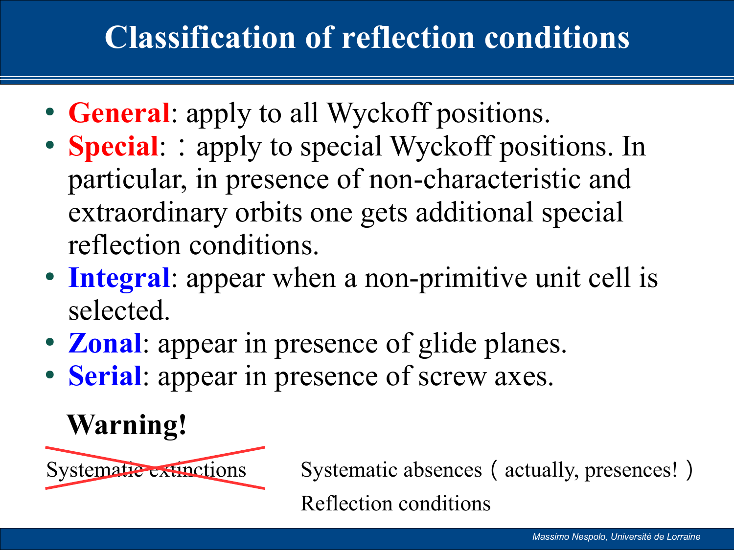# Classification of reflection conditions

- **General**: apply to all Wyckoff positions.
- **Special**: ：apply to special Wyckoff positions. In particular, in presence of non-characteristic and extraordinary orbits one gets additional special reflection conditions.
- **Integral**: appear when a non-primitive unit cell is selected.
- **Zonal**: appear in presence of glide planes.
- **Serial**: appear in presence of screw axes.

**Warning!**

~~Systematic extinctions~~

Systematic absences（actually, presences!）

Reflection conditions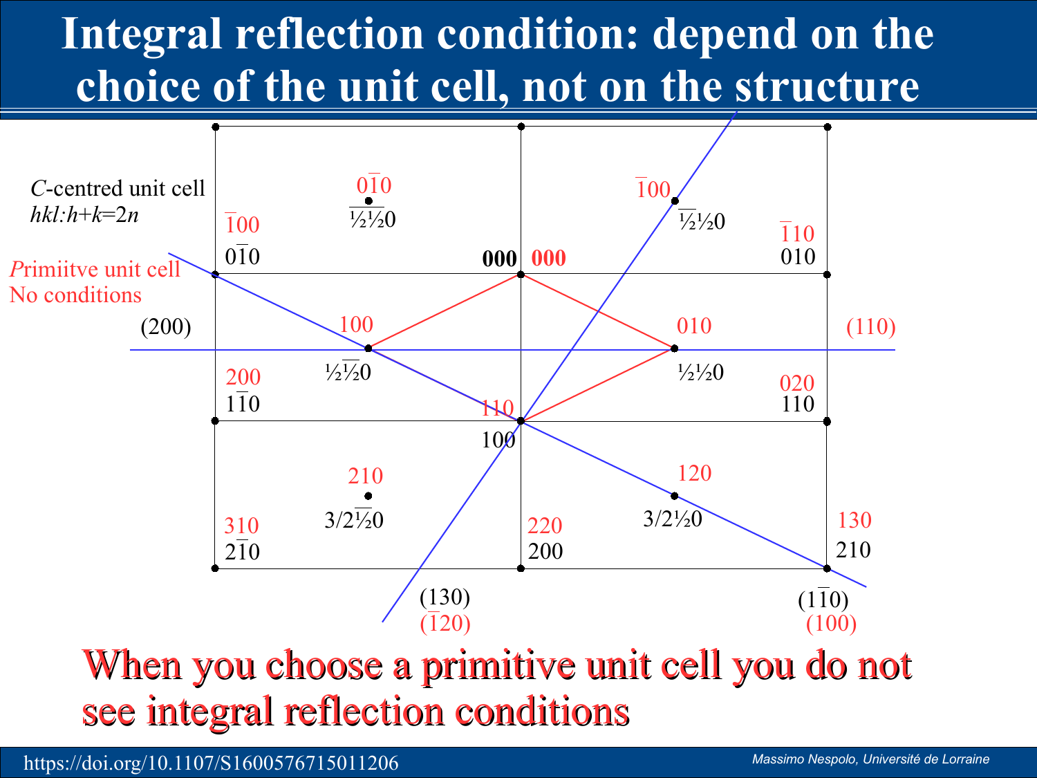# Integral reflection condition: depend on the choice of the unit cell, not on the structure

*C*-centred unit cell
*hkl*:*h*+*k*=2*n*

*P*rimiitve unit cell
No conditions

$0\bar{1}0$ ; $\bar{1}00$ ; $\bar{1}10$
$\bar{½}\bar{½}0$ ; $\bar{½}½0$
$\bar{1}00$ / $0\bar{1}0$ ; **000** **000** ; $\bar{1}10$ / 010
(200) ; 100 / $½\bar{½}0$ ; 010 / ½½0 ; (110)
200 / $1\bar{1}0$ ; 110 / 100 ; 020 / 110
210 / $3/2\bar{½}0$ ; 120 / 3/2½0
310 / $2\bar{1}0$ ; 220 / 200 ; 130 / 210
(130) / $(\bar{1}20)$ ; $(1\bar{1}0)$ / (100)

When you choose a primitive unit cell you do not see integral reflection conditions

https://doi.org/10.1107/S1600576715011206

Massimo Nespolo, Université de Lorraine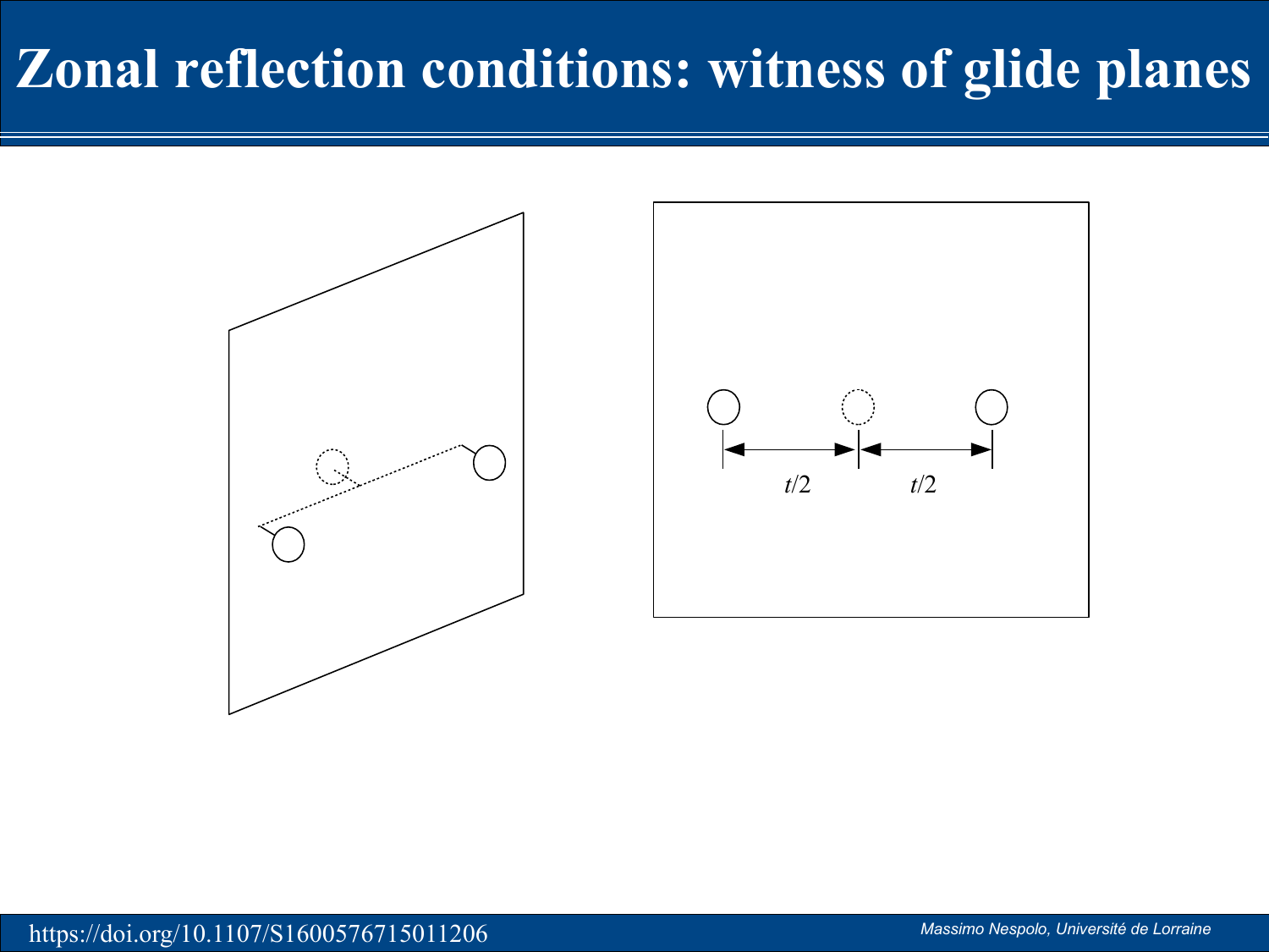# Zonal reflection conditions: witness of glide planes

$t/2$ $t/2$

https://doi.org/10.1107/S1600576715011206

*Massimo Nespolo, Université de Lorraine*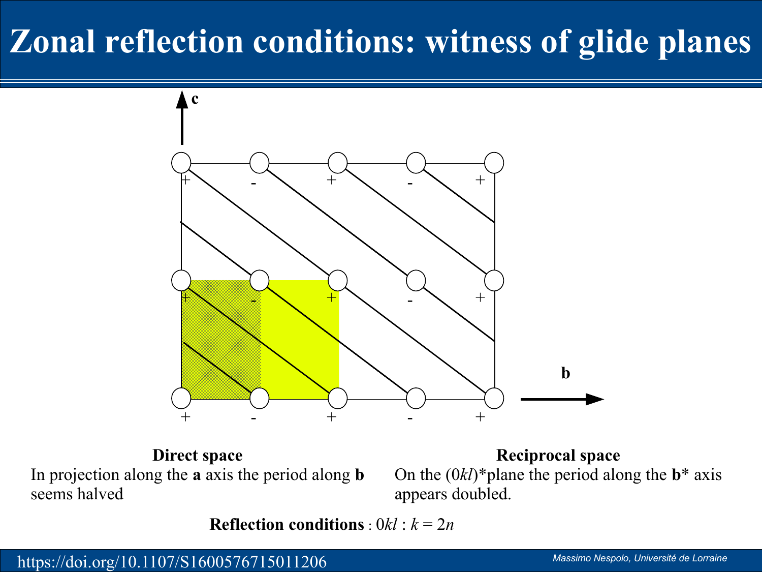# Zonal reflection conditions: witness of glide planes

**Direct space**

In projection along the **a** axis the period along **b** seems halved

**Reciprocal space**

On the $(0kl)^*$plane the period along the **b*** axis appears doubled.

**Reflection conditions** : $0kl$ : $k = 2n$

https://doi.org/10.1107/S1600576715011206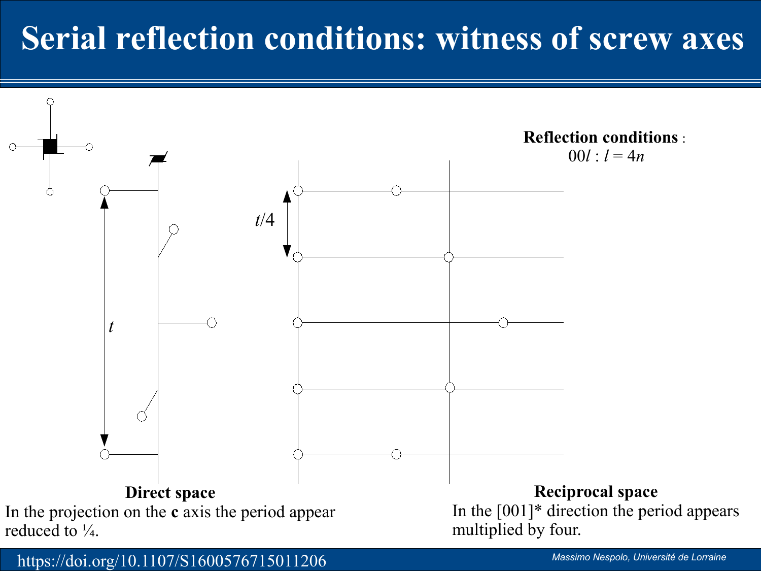# Serial reflection conditions: witness of screw axes

**Reflection conditions** :
$00l$ : $l = 4n$

$t$

$t/4$

**Direct space**

In the projection on the **c** axis the period appear reduced to ¼.

**Reciprocal space**

In the [001]* direction the period appears multiplied by four.

https://doi.org/10.1107/S1600576715011206

*Massimo Nespolo, Université de Lorraine*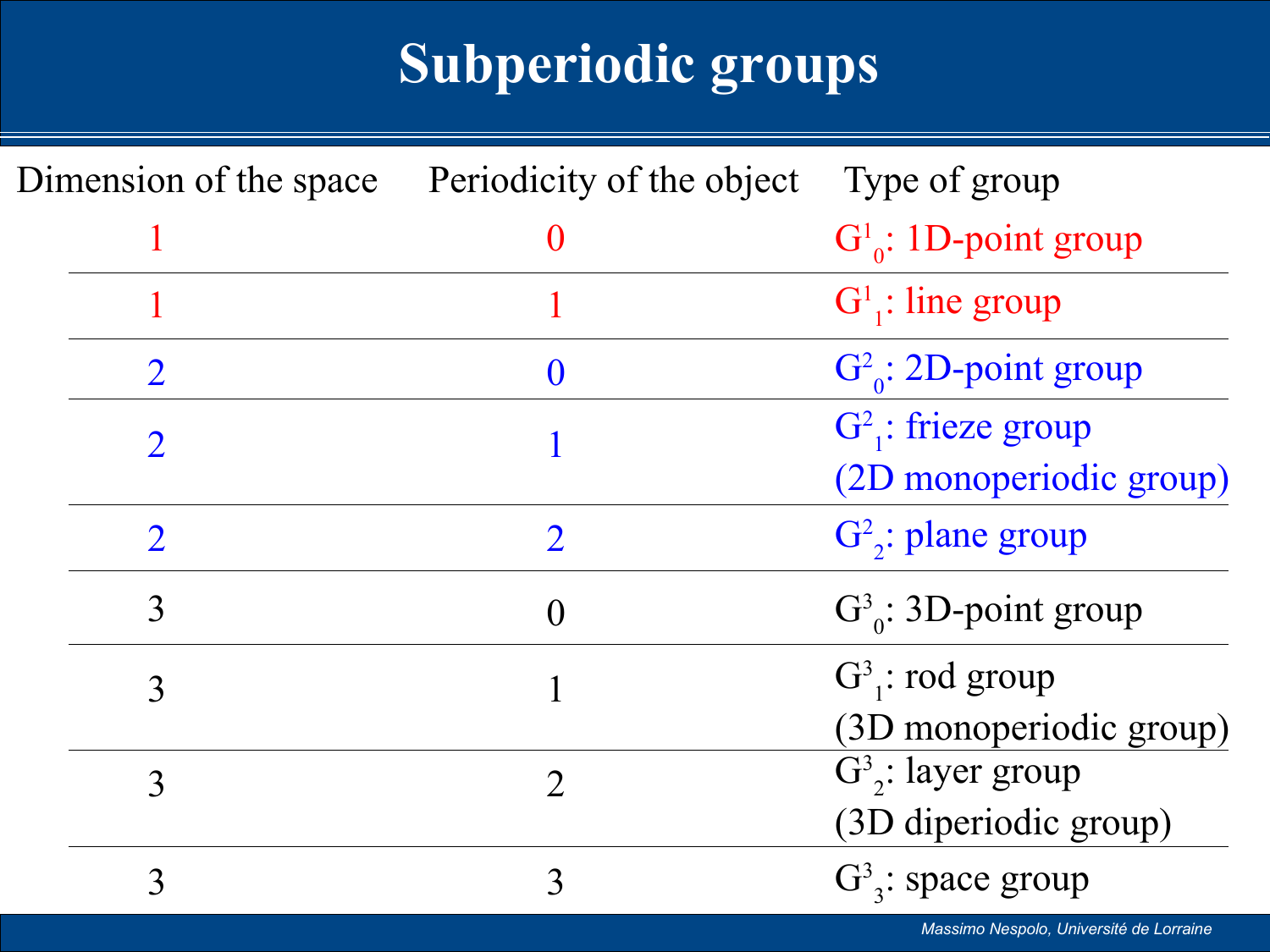# Subperiodic groups

| Dimension of the space | Periodicity of the object | Type of group |
| --- | --- | --- |
| 1 | 0 | $G^1_0$: 1D-point group |
| 1 | 1 | $G^1_1$: line group |
| 2 | 0 | $G^2_0$: 2D-point group |
| 2 | 1 | $G^2_1$: frieze group (2D monoperiodic group) |
| 2 | 2 | $G^2_2$: plane group |
| 3 | 0 | $G^3_0$: 3D-point group |
| 3 | 1 | $G^3_1$: rod group (3D monoperiodic group) |
| 3 | 2 | $G^3_2$: layer group (3D diperiodic group) |
| 3 | 3 | $G^3_3$: space group |